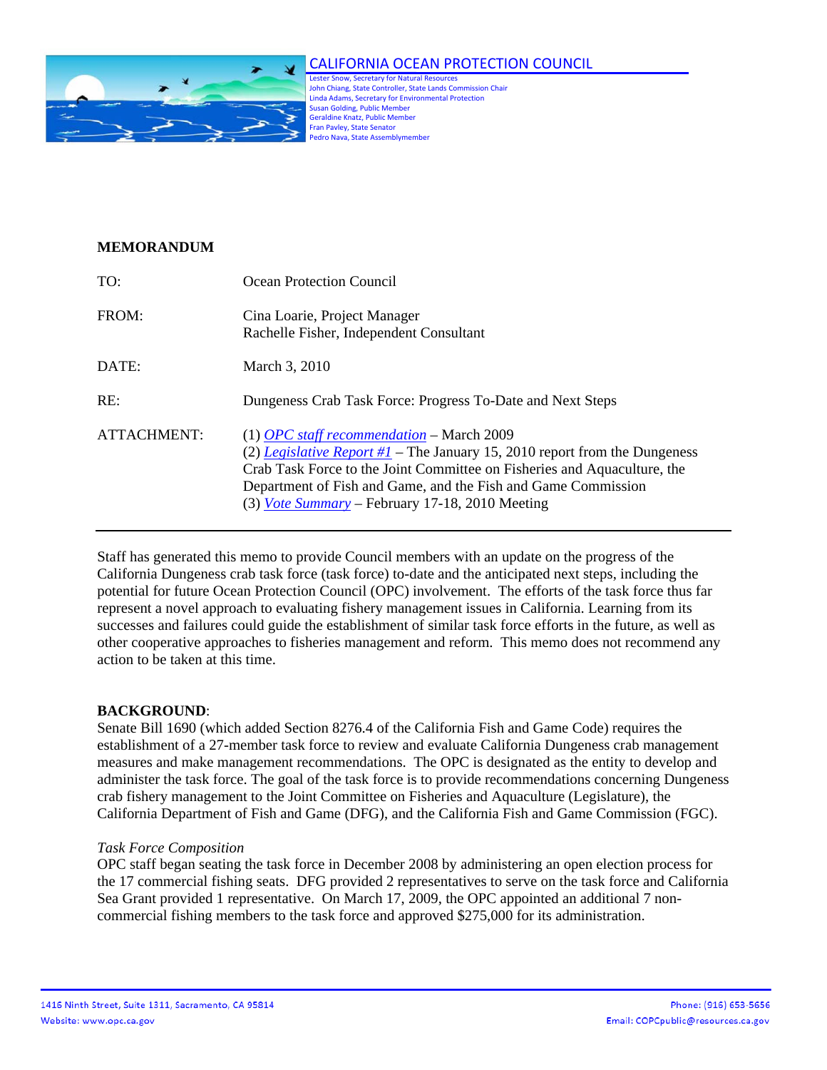## CALIFORNIA OCEAN PROTECTION COUNCIL

Lester Snow, Secretary for Natural Resources
John Chiang, State Controller, State Lands Commission Chair
Linda Adams, Secretary for Environmental Protection
Susan Golding, Public Member
Geraldine Knatz, Public Member
Fran Pavley, State Senator
Pedro Nava, State Assemblymember

**MEMORANDUM**

TO: Ocean Protection Council

FROM: Cina Loarie, Project Manager
Rachelle Fisher, Independent Consultant

DATE: March 3, 2010

RE: Dungeness Crab Task Force: Progress To-Date and Next Steps

ATTACHMENT: (1) *OPC staff recommendation* – March 2009
(2) *Legislative Report #1* – The January 15, 2010 report from the Dungeness Crab Task Force to the Joint Committee on Fisheries and Aquaculture, the Department of Fish and Game, and the Fish and Game Commission
(3) *Vote Summary* – February 17-18, 2010 Meeting

---

Staff has generated this memo to provide Council members with an update on the progress of the California Dungeness crab task force (task force) to-date and the anticipated next steps, including the potential for future Ocean Protection Council (OPC) involvement. The efforts of the task force thus far represent a novel approach to evaluating fishery management issues in California. Learning from its successes and failures could guide the establishment of similar task force efforts in the future, as well as other cooperative approaches to fisheries management and reform. This memo does not recommend any action to be taken at this time.

**BACKGROUND**:

Senate Bill 1690 (which added Section 8276.4 of the California Fish and Game Code) requires the establishment of a 27-member task force to review and evaluate California Dungeness crab management measures and make management recommendations. The OPC is designated as the entity to develop and administer the task force. The goal of the task force is to provide recommendations concerning Dungeness crab fishery management to the Joint Committee on Fisheries and Aquaculture (Legislature), the California Department of Fish and Game (DFG), and the California Fish and Game Commission (FGC).

*Task Force Composition*

OPC staff began seating the task force in December 2008 by administering an open election process for the 17 commercial fishing seats. DFG provided 2 representatives to serve on the task force and California Sea Grant provided 1 representative. On March 17, 2009, the OPC appointed an additional 7 non-commercial fishing members to the task force and approved $275,000 for its administration.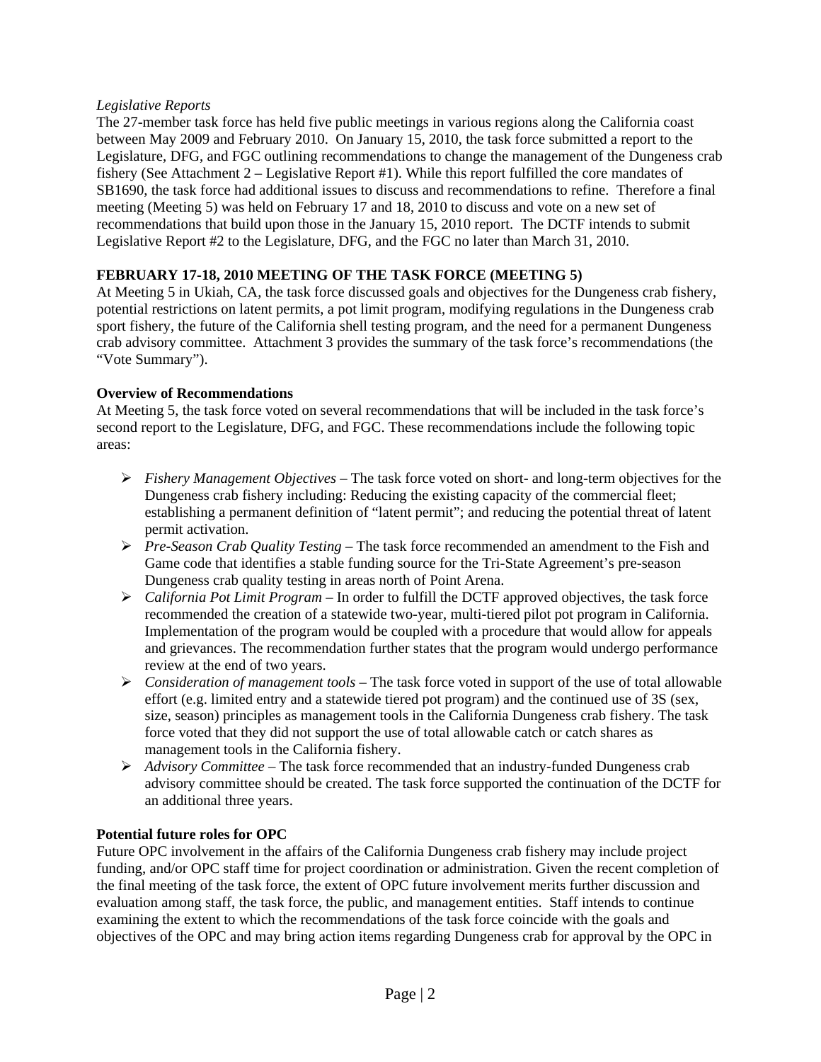*Legislative Reports*

The 27-member task force has held five public meetings in various regions along the California coast between May 2009 and February 2010. On January 15, 2010, the task force submitted a report to the Legislature, DFG, and FGC outlining recommendations to change the management of the Dungeness crab fishery (See Attachment 2 – Legislative Report #1). While this report fulfilled the core mandates of SB1690, the task force had additional issues to discuss and recommendations to refine. Therefore a final meeting (Meeting 5) was held on February 17 and 18, 2010 to discuss and vote on a new set of recommendations that build upon those in the January 15, 2010 report. The DCTF intends to submit Legislative Report #2 to the Legislature, DFG, and the FGC no later than March 31, 2010.

**FEBRUARY 17-18, 2010 MEETING OF THE TASK FORCE (MEETING 5)**

At Meeting 5 in Ukiah, CA, the task force discussed goals and objectives for the Dungeness crab fishery, potential restrictions on latent permits, a pot limit program, modifying regulations in the Dungeness crab sport fishery, the future of the California shell testing program, and the need for a permanent Dungeness crab advisory committee. Attachment 3 provides the summary of the task force's recommendations (the "Vote Summary").

**Overview of Recommendations**

At Meeting 5, the task force voted on several recommendations that will be included in the task force's second report to the Legislature, DFG, and FGC. These recommendations include the following topic areas:

- *Fishery Management Objectives* – The task force voted on short- and long-term objectives for the Dungeness crab fishery including: Reducing the existing capacity of the commercial fleet; establishing a permanent definition of "latent permit"; and reducing the potential threat of latent permit activation.
- *Pre-Season Crab Quality Testing* – The task force recommended an amendment to the Fish and Game code that identifies a stable funding source for the Tri-State Agreement's pre-season Dungeness crab quality testing in areas north of Point Arena.
- *California Pot Limit Program* – In order to fulfill the DCTF approved objectives, the task force recommended the creation of a statewide two-year, multi-tiered pilot pot program in California. Implementation of the program would be coupled with a procedure that would allow for appeals and grievances. The recommendation further states that the program would undergo performance review at the end of two years.
- *Consideration of management tools* – The task force voted in support of the use of total allowable effort (e.g. limited entry and a statewide tiered pot program) and the continued use of 3S (sex, size, season) principles as management tools in the California Dungeness crab fishery. The task force voted that they did not support the use of total allowable catch or catch shares as management tools in the California fishery.
- *Advisory Committee* – The task force recommended that an industry-funded Dungeness crab advisory committee should be created. The task force supported the continuation of the DCTF for an additional three years.

**Potential future roles for OPC**

Future OPC involvement in the affairs of the California Dungeness crab fishery may include project funding, and/or OPC staff time for project coordination or administration. Given the recent completion of the final meeting of the task force, the extent of OPC future involvement merits further discussion and evaluation among staff, the task force, the public, and management entities. Staff intends to continue examining the extent to which the recommendations of the task force coincide with the goals and objectives of the OPC and may bring action items regarding Dungeness crab for approval by the OPC in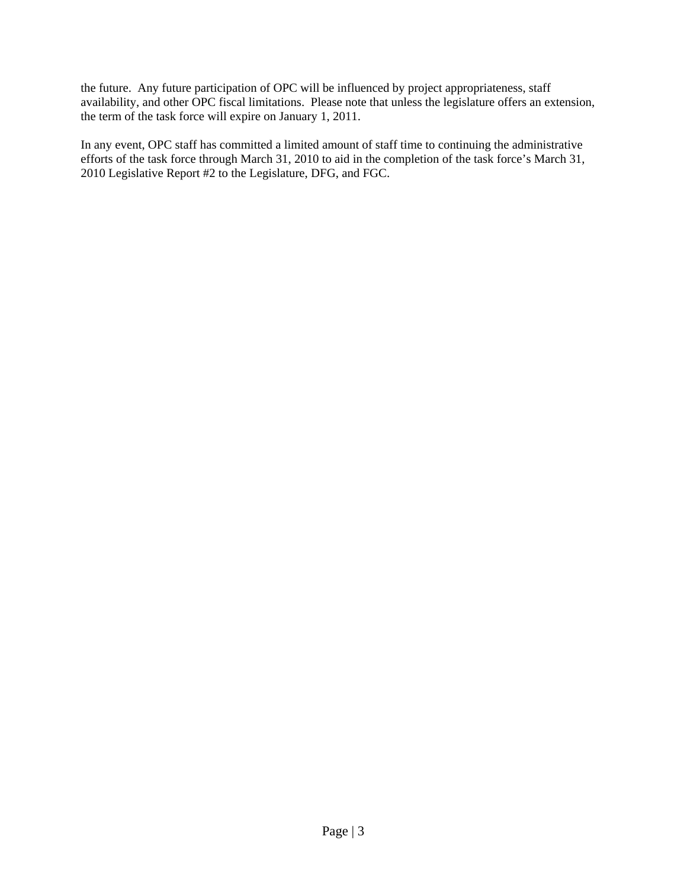the future. Any future participation of OPC will be influenced by project appropriateness, staff availability, and other OPC fiscal limitations. Please note that unless the legislature offers an extension, the term of the task force will expire on January 1, 2011.

In any event, OPC staff has committed a limited amount of staff time to continuing the administrative efforts of the task force through March 31, 2010 to aid in the completion of the task force's March 31, 2010 Legislative Report #2 to the Legislature, DFG, and FGC.